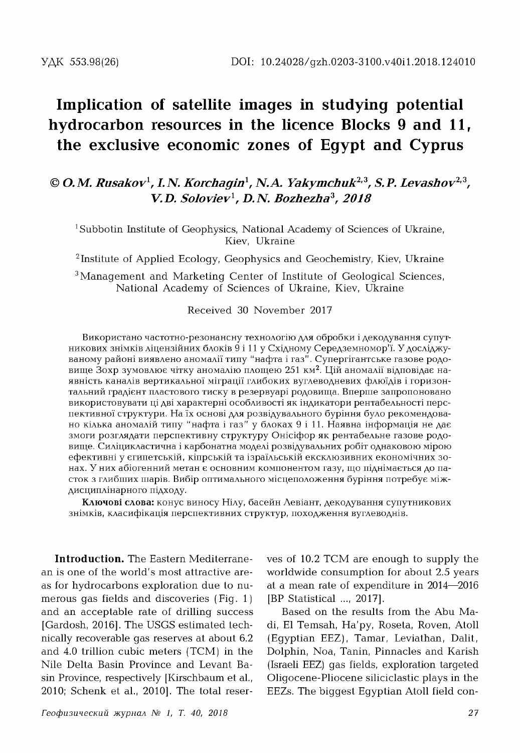УДК 553.98(26)

DOI: 10.24028/gzh.0203-3100.v40i1.2018.124010

# Implication of satellite images in studying potential hydrocarbon resources in the licence Blocks 9 and 11, the exclusive economic zones of Egypt and Cyprus

***© O.M. Rusakov[1], I.N. Korchagin[1], N.A. Yakymchuk[2,3], S.P. Levashov[2,3], V.D. Soloviev[1], D.N. Bozhezha[3], 2018***

[1]Subbotin Institute of Geophysics, National Academy of Sciences of Ukraine, Kiev, Ukraine

[2]Institute of Applied Ecology, Geophysics and Geochemistry, Kiev, Ukraine

[3]Management and Marketing Center of Institute of Geological Sciences, National Academy of Sciences of Ukraine, Kiev, Ukraine

Received 30 November 2017

Використано частотно-резонансну технологію для обробки і декодування супутникових знімків ліцензійних блоків 9 і 11 у Східному Середземномор'ї. У досліджуваному районі виявлено аномалії типу "нафта і газ". Супергігантське газове родовище Зохр зумовлює чітку аномалію площею 251 км$^2$. Цій аномалії відповідає наявність каналів вертикальної міграції глибоких вуглеводневих флюїдів і горизонтальний градієнт пластового тиску в резервуарі родовища. Вперше запропоновано використовувати ці дві характерні особливості як індикатори рентабельності перспективної структури. На їх основі для розвідувального буріння було рекомендовано кілька аномалій типу "нафта і газ" у блоках 9 і 11. Наявна інформація не дає змоги розглядати перспективну структуру Онісіфор як рентабельне газове родовище. Силіцикластична і карбонатна моделі розвідувальних робіт однаковою мірою ефективні у єгипетській, кіпрській та ізраїльській ексклюзивних економічних зонах. У них абіогенний метан є основним компонентом газу, що піднімається до пасток з глибших шарів. Вибір оптимального місцеположення буріння потребує міждисциплінарного підходу.

**Ключові слова:** конус виносу Нілу, басейн Левіант, декодування супутникових знімків, класифікація перспективних структур, походження вуглеводнів.

**Introduction.** The Eastern Mediterranean is one of the world's most attractive areas for hydrocarbons exploration due to numerous gas fields and discoveries (Fig. 1) and an acceptable rate of drilling success [Gardosh, 2016]. The USGS estimated technically recoverable gas reserves at about 6.2 and 4.0 trillion cubic meters (TCM) in the Nile Delta Basin Province and Levant Basin Province, respectively [Kirschbaum et al., 2010; Schenk et al., 2010]. The total reserves of 10.2 TCM are enough to supply the worldwide consumption for about 2.5 years at a mean rate of expenditure in 2014—2016 [BP Statistical ..., 2017].

Based on the results from the Abu Madi, El Temsah, Ha'py, Roseta, Roven, Atoll (Egyptian EEZ), Tamar, Leviathan, Dalit, Dolphin, Noa, Tanin, Pinnacles and Karish (Israeli EEZ) gas fields, exploration targeted Oligocene-Pliocene siliciclastic plays in the EEZs. The biggest Egyptian Atoll field con-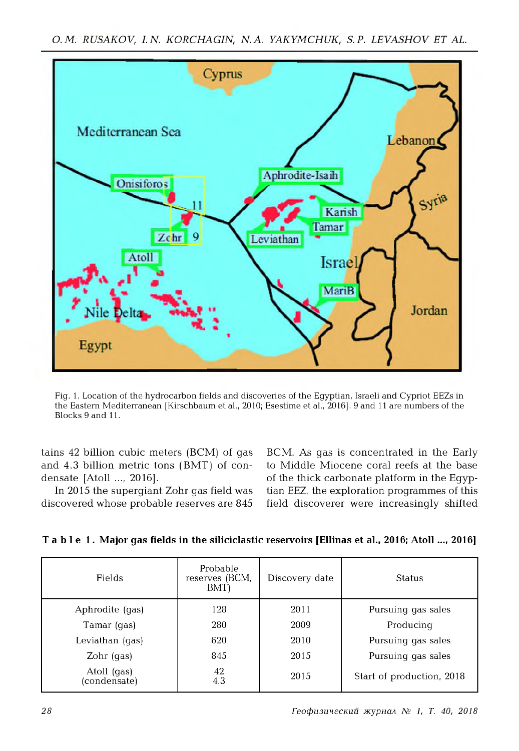Fig. 1. Location of the hydrocarbon fields and discoveries of the Egyptian, Israeli and Cypriot EEZs in the Eastern Mediterranean [Kirschbaum et al., 2010; Esestime et al., 2016]. 9 and 11 are numbers of the Blocks 9 and 11.

tains 42 billion cubic meters (BCM) of gas and 4.3 billion metric tons (BMT) of condensate [Atoll ..., 2016].

In 2015 the supergiant Zohr gas field was discovered whose probable reserves are 845 BCM. As gas is concentrated in the Early to Middle Miocene coral reefs at the base of the thick carbonate platform in the Egyptian EEZ, the exploration programmes of this field discoverer were increasingly shifted

**Table 1. Major gas fields in the siliciclastic reservoirs [Ellinas et al., 2016; Atoll ..., 2016]**

| Fields | Probable reserves (BCM, BMT) | Discovery date | Status |
|---|---|---|---|
| Aphrodite (gas) | 128 | 2011 | Pursuing gas sales |
| Tamar (gas) | 280 | 2009 | Producing |
| Leviathan (gas) | 620 | 2010 | Pursuing gas sales |
| Zohr (gas) | 845 | 2015 | Pursuing gas sales |
| Atoll (gas)<br>(condensate) | 42<br>4.3 | 2015 | Start of production, 2018 |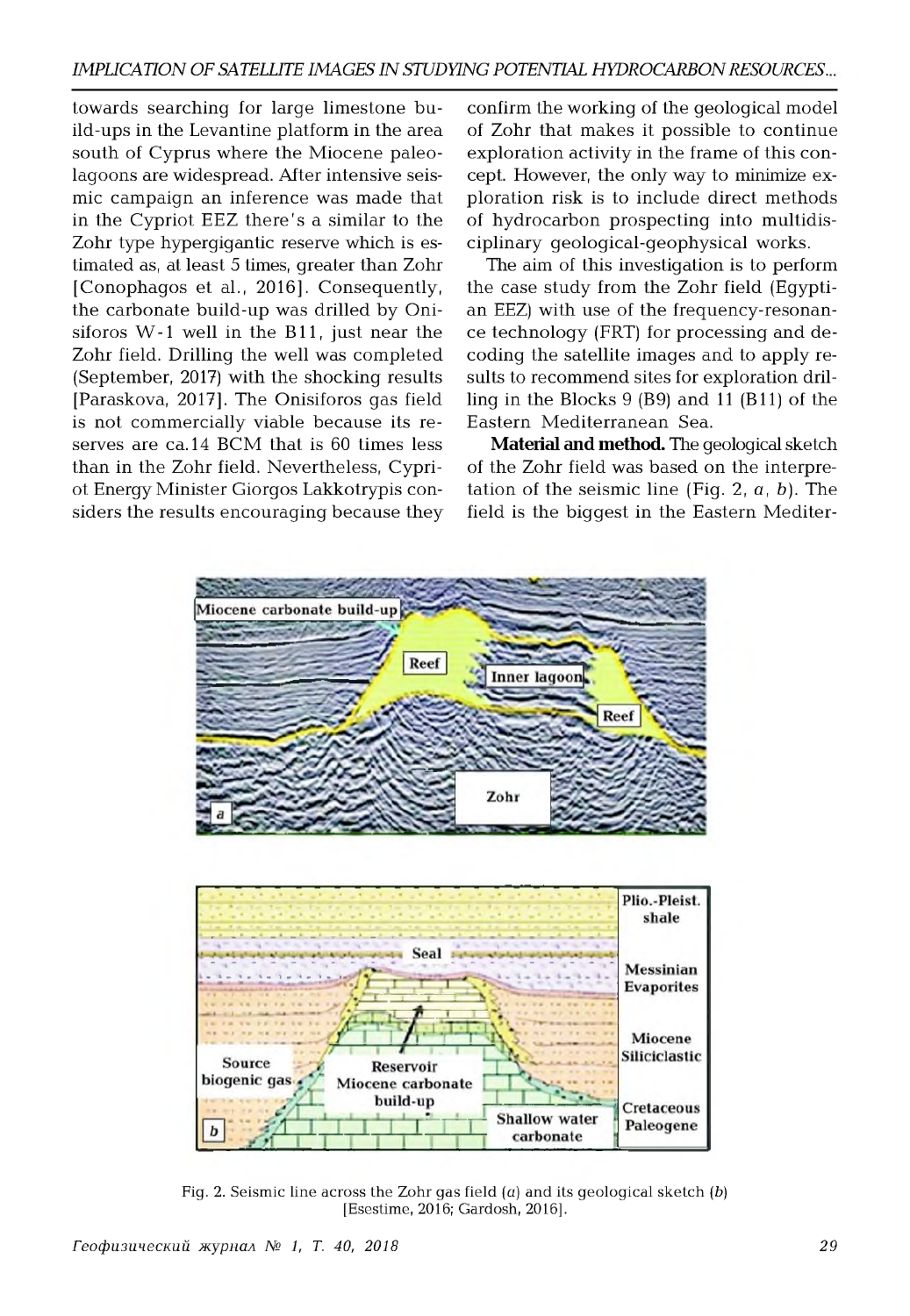towards searching for large limestone build-ups in the Levantine platform in the area south of Cyprus where the Miocene paleo-lagoons are widespread. After intensive seismic campaign an inference was made that in the Cypriot EEZ there's a similar to the Zohr type hypergigantic reserve which is estimated as, at least 5 times, greater than Zohr [Conophagos et al., 2016]. Consequently, the carbonate build-up was drilled by Onisiforos W-1 well in the B11, just near the Zohr field. Drilling the well was completed (September, 2017) with the shocking results [Paraskova, 2017]. The Onisiforos gas field is not commercially viable because its reserves are ca.14 BCM that is 60 times less than in the Zohr field. Nevertheless, Cypriot Energy Minister Giorgos Lakkotrypis considers the results encouraging because they confirm the working of the geological model of Zohr that makes it possible to continue exploration activity in the frame of this concept. However, the only way to minimize exploration risk is to include direct methods of hydrocarbon prospecting into multidisciplinary geological-geophysical works.

The aim of this investigation is to perform the case study from the Zohr field (Egyptian EEZ) with use of the frequency-resonance technology (FRT) for processing and decoding the satellite images and to apply results to recommend sites for exploration drilling in the Blocks 9 (B9) and 11 (B11) of the Eastern Mediterranean Sea.

**Material and method.** The geological sketch of the Zohr field was based on the interpretation of the seismic line (Fig. 2, *a*, *b*). The field is the biggest in the Eastern Mediter-

Fig. 2. Seismic line across the Zohr gas field (*a*) and its geological sketch (*b*) [Esestime, 2016; Gardosh, 2016].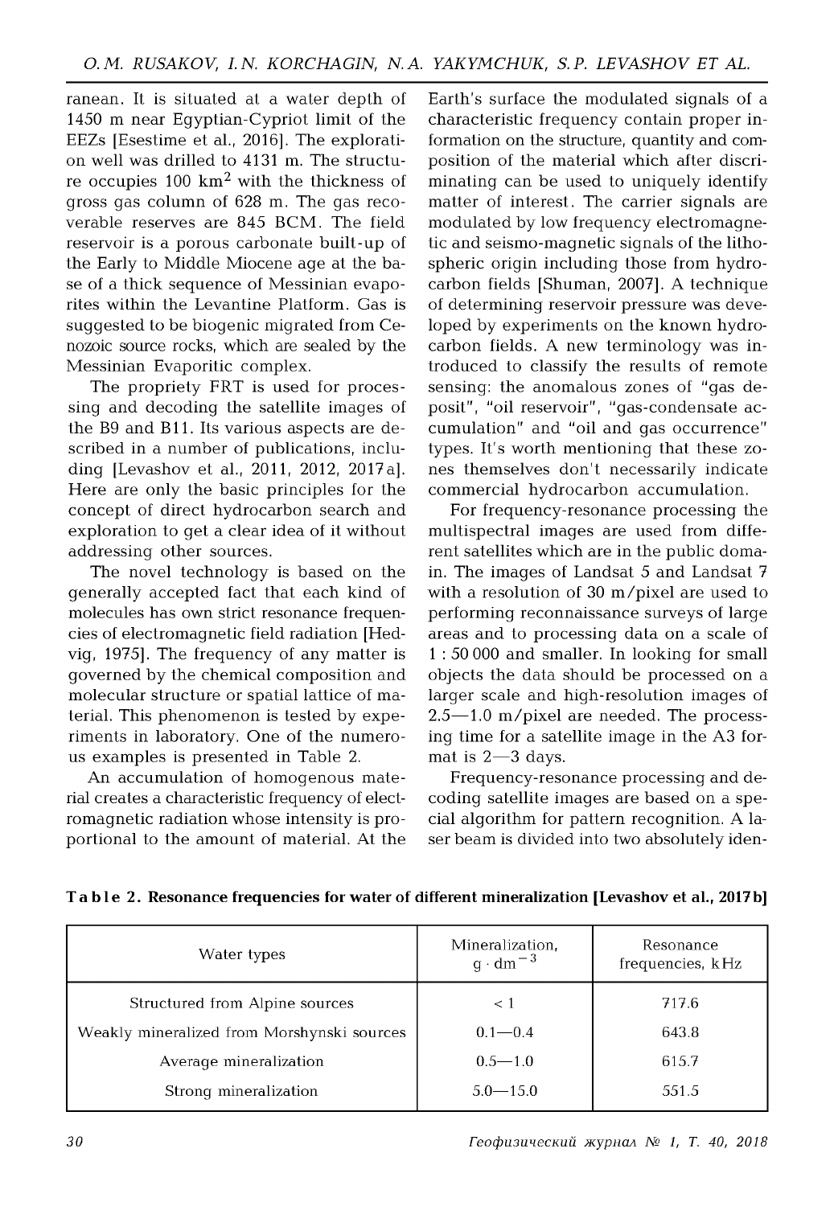ranean. It is situated at a water depth of 1450 m near Egyptian-Cypriot limit of the EEZs [Esestime et al., 2016]. The exploration well was drilled to 4131 m. The structure occupies 100 km$^2$ with the thickness of gross gas column of 628 m. The gas recoverable reserves are 845 BCM. The field reservoir is a porous carbonate built-up of the Early to Middle Miocene age at the base of a thick sequence of Messinian evaporites within the Levantine Platform. Gas is suggested to be biogenic migrated from Cenozoic source rocks, which are sealed by the Messinian Evaporitic complex.

The propriety FRT is used for processing and decoding the satellite images of the B9 and B11. Its various aspects are described in a number of publications, including [Levashov et al., 2011, 2012, 2017a]. Here are only the basic principles for the concept of direct hydrocarbon search and exploration to get a clear idea of it without addressing other sources.

The novel technology is based on the generally accepted fact that each kind of molecules has own strict resonance frequencies of electromagnetic field radiation [Hedvig, 1975]. The frequency of any matter is governed by the chemical composition and molecular structure or spatial lattice of material. This phenomenon is tested by experiments in laboratory. One of the numerous examples is presented in Table 2.

An accumulation of homogenous material creates a characteristic frequency of electromagnetic radiation whose intensity is proportional to the amount of material. At the Earth's surface the modulated signals of a characteristic frequency contain proper information on the structure, quantity and composition of the material which after discriminating can be used to uniquely identify matter of interest. The carrier signals are modulated by low frequency electromagnetic and seismo-magnetic signals of the lithospheric origin including those from hydrocarbon fields [Shuman, 2007]. A technique of determining reservoir pressure was developed by experiments on the known hydrocarbon fields. A new terminology was introduced to classify the results of remote sensing: the anomalous zones of "gas deposit", "oil reservoir", "gas-condensate accumulation" and "oil and gas occurrence" types. It's worth mentioning that these zones themselves don't necessarily indicate commercial hydrocarbon accumulation.

For frequency-resonance processing the multispectral images are used from different satellites which are in the public domain. The images of Landsat 5 and Landsat 7 with a resolution of 30 m/pixel are used to performing reconnaissance surveys of large areas and to processing data on a scale of 1 : 50 000 and smaller. In looking for small objects the data should be processed on a larger scale and high-resolution images of 2.5—1.0 m/pixel are needed. The processing time for a satellite image in the A3 format is 2—3 days.

Frequency-resonance processing and decoding satellite images are based on a special algorithm for pattern recognition. A laser beam is divided into two absolutely iden-

**Table 2. Resonance frequencies for water of different mineralization [Levashov et al., 2017b]**

| Water types | Mineralization, g · dm$^{-3}$ | Resonance frequencies, kHz |
|---|---|---|
| Structured from Alpine sources | < 1 | 717.6 |
| Weakly mineralized from Morshynski sources | 0.1—0.4 | 643.8 |
| Average mineralization | 0.5—1.0 | 615.7 |
| Strong mineralization | 5.0—15.0 | 551.5 |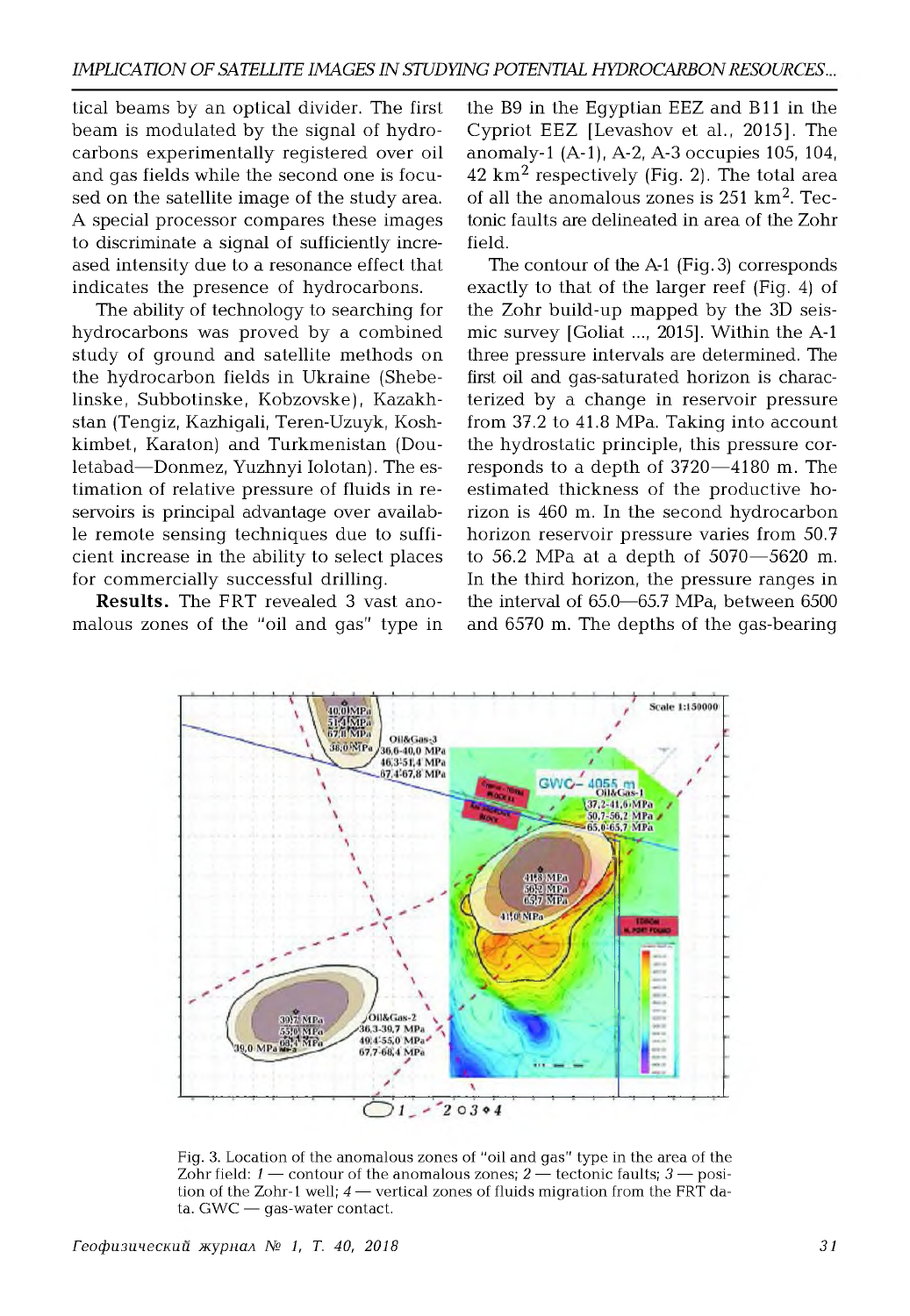tical beams by an optical divider. The first beam is modulated by the signal of hydrocarbons experimentally registered over oil and gas fields while the second one is focused on the satellite image of the study area. A special processor compares these images to discriminate a signal of sufficiently increased intensity due to a resonance effect that indicates the presence of hydrocarbons.

The ability of technology to searching for hydrocarbons was proved by a combined study of ground and satellite methods on the hydrocarbon fields in Ukraine (Shebelinske, Subbotinske, Kobzovske), Kazakhstan (Tengiz, Kazhigali, Teren-Uzuyk, Koshkimbet, Karaton) and Turkmenistan (Douletabad—Donmez, Yuzhnyi Iolotan). The estimation of relative pressure of fluids in reservoirs is principal advantage over available remote sensing techniques due to sufficient increase in the ability to select places for commercially successful drilling.

**Results.** The FRT revealed 3 vast anomalous zones of the "oil and gas" type in the B9 in the Egyptian EEZ and B11 in the Cypriot EEZ [Levashov et al., 2015]. The anomaly-1 (A-1), A-2, A-3 occupies 105, 104, 42 km$^2$ respectively (Fig. 2). The total area of all the anomalous zones is 251 km$^2$. Tectonic faults are delineated in area of the Zohr field.

The contour of the A-1 (Fig. 3) corresponds exactly to that of the larger reef (Fig. 4) of the Zohr build-up mapped by the 3D seismic survey [Goliat ..., 2015]. Within the A-1 three pressure intervals are determined. The first oil and gas-saturated horizon is characterized by a change in reservoir pressure from 37.2 to 41.8 MPa. Taking into account the hydrostatic principle, this pressure corresponds to a depth of 3720—4180 m. The estimated thickness of the productive horizon is 460 m. In the second hydrocarbon horizon reservoir pressure varies from 50.7 to 56.2 MPa at a depth of 5070—5620 m. In the third horizon, the pressure ranges in the interval of 65.0—65.7 MPa, between 6500 and 6570 m. The depths of the gas-bearing

Fig. 3. Location of the anomalous zones of "oil and gas" type in the area of the Zohr field: *1* — contour of the anomalous zones; *2* — tectonic faults; *3* — position of the Zohr-1 well; *4* — vertical zones of fluids migration from the FRT data. GWC — gas-water contact.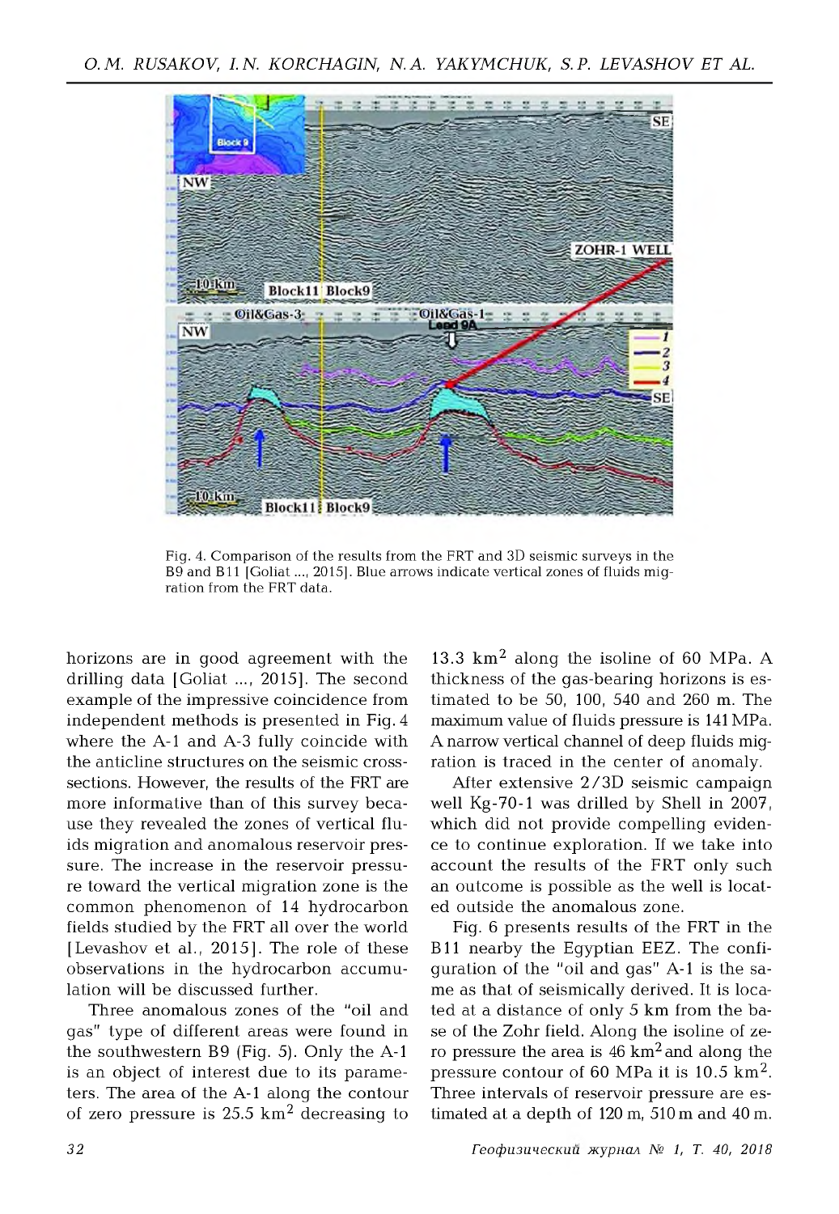Fig. 4. Comparison of the results from the FRT and 3D seismic surveys in the B9 and B11 [Goliat ..., 2015]. Blue arrows indicate vertical zones of fluids migration from the FRT data.

horizons are in good agreement with the drilling data [Goliat ..., 2015]. The second example of the impressive coincidence from independent methods is presented in Fig. 4 where the A-1 and A-3 fully coincide with the anticline structures on the seismic cross-sections. However, the results of the FRT are more informative than of this survey because they revealed the zones of vertical fluids migration and anomalous reservoir pressure. The increase in the reservoir pressure toward the vertical migration zone is the common phenomenon of 14 hydrocarbon fields studied by the FRT all over the world [Levashov et al., 2015]. The role of these observations in the hydrocarbon accumulation will be discussed further.

Three anomalous zones of the "oil and gas" type of different areas were found in the southwestern B9 (Fig. 5). Only the A-1 is an object of interest due to its parameters. The area of the A-1 along the contour of zero pressure is 25.5 km$^2$ decreasing to 13.3 km$^2$ along the isoline of 60 MPa. A thickness of the gas-bearing horizons is estimated to be 50, 100, 540 and 260 m. The maximum value of fluids pressure is 141 MPa. A narrow vertical channel of deep fluids migration is traced in the center of anomaly.

After extensive 2/3D seismic campaign well Kg-70-1 was drilled by Shell in 2007, which did not provide compelling evidence to continue exploration. If we take into account the results of the FRT only such an outcome is possible as the well is located outside the anomalous zone.

Fig. 6 presents results of the FRT in the B11 nearby the Egyptian EEZ. The configuration of the "oil and gas" A-1 is the same as that of seismically derived. It is located at a distance of only 5 km from the base of the Zohr field. Along the isoline of zero pressure the area is 46 km$^2$ and along the pressure contour of 60 MPa it is 10.5 km$^2$. Three intervals of reservoir pressure are estimated at a depth of 120 m, 510 m and 40 m.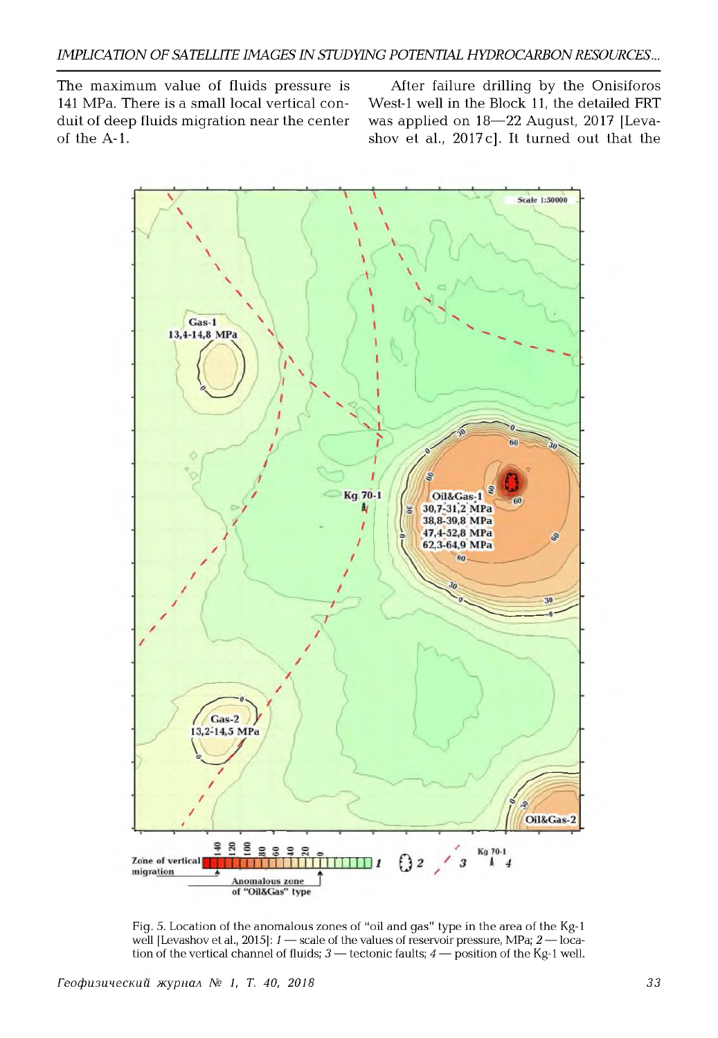The maximum value of fluids pressure is 141 MPa. There is a small local vertical conduit of deep fluids migration near the center of the A-1.

After failure drilling by the Onisiforos West-1 well in the Block 11, the detailed FRT was applied on 18—22 August, 2017 [Levashov et al., 2017c]. It turned out that the

Fig. 5. Location of the anomalous zones of "oil and gas" type in the area of the Kg-1 well [Levashov et al., 2015]: *1* — scale of the values of reservoir pressure, MPa; *2* — location of the vertical channel of fluids; *3* — tectonic faults; *4* — position of the Kg-1 well.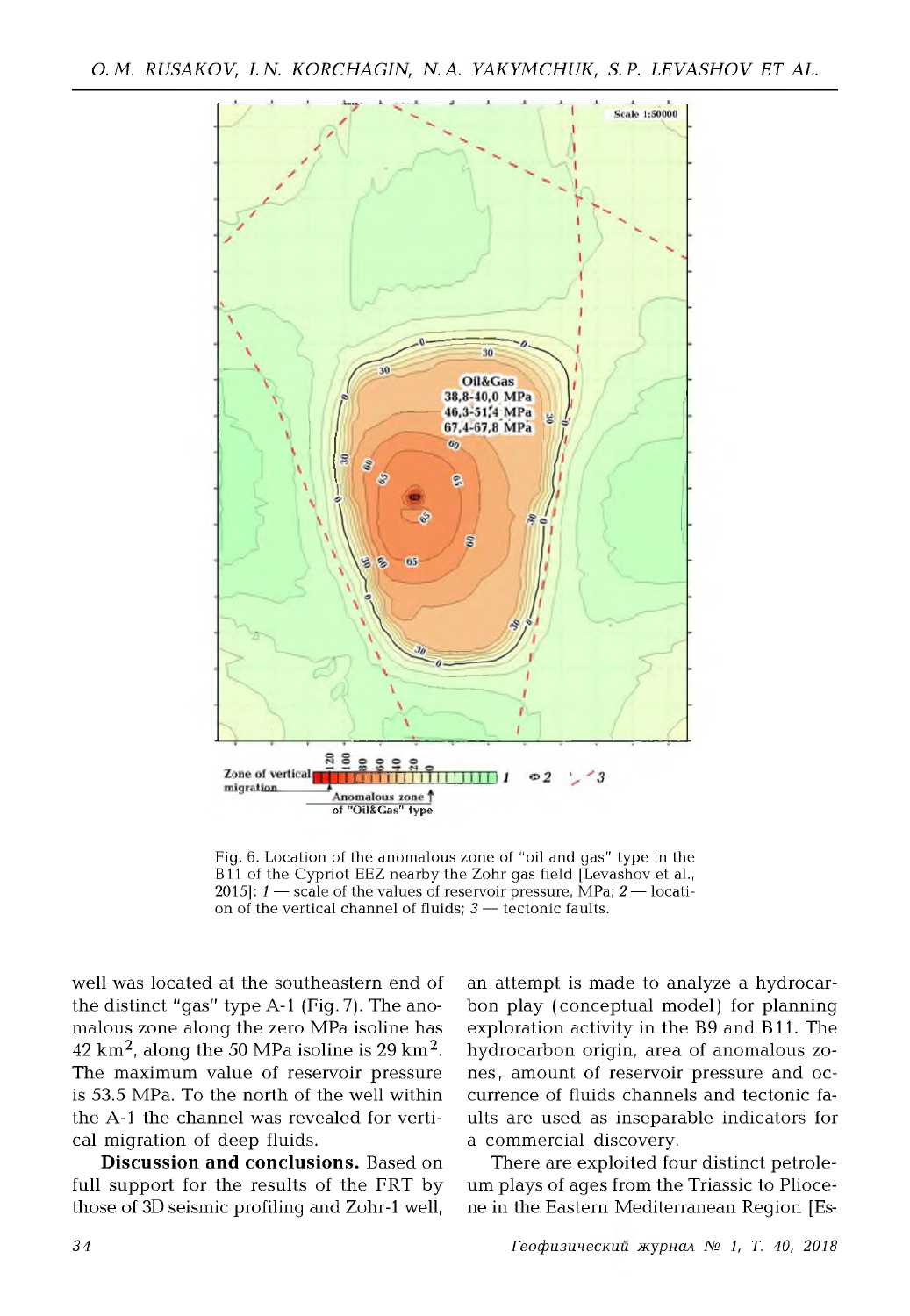Fig. 6. Location of the anomalous zone of "oil and gas" type in the B11 of the Cypriot EEZ nearby the Zohr gas field [Levashov et al., 2015]: *1* — scale of the values of reservoir pressure, MPa; *2* — location of the vertical channel of fluids; *3* — tectonic faults.

well was located at the southeastern end of the distinct "gas" type A-1 (Fig. 7). The anomalous zone along the zero MPa isoline has 42 km$^2$, along the 50 MPa isoline is 29 km$^2$. The maximum value of reservoir pressure is 53.5 MPa. To the north of the well within the A-1 the channel was revealed for vertical migration of deep fluids.

**Discussion and conclusions.** Based on full support for the results of the FRT by those of 3D seismic profiling and Zohr-1 well, an attempt is made to analyze a hydrocarbon play (conceptual model) for planning exploration activity in the B9 and B11. The hydrocarbon origin, area of anomalous zones, amount of reservoir pressure and occurrence of fluids channels and tectonic faults are used as inseparable indicators for a commercial discovery.

There are exploited four distinct petroleum plays of ages from the Triassic to Pliocene in the Eastern Mediterranean Region [Es-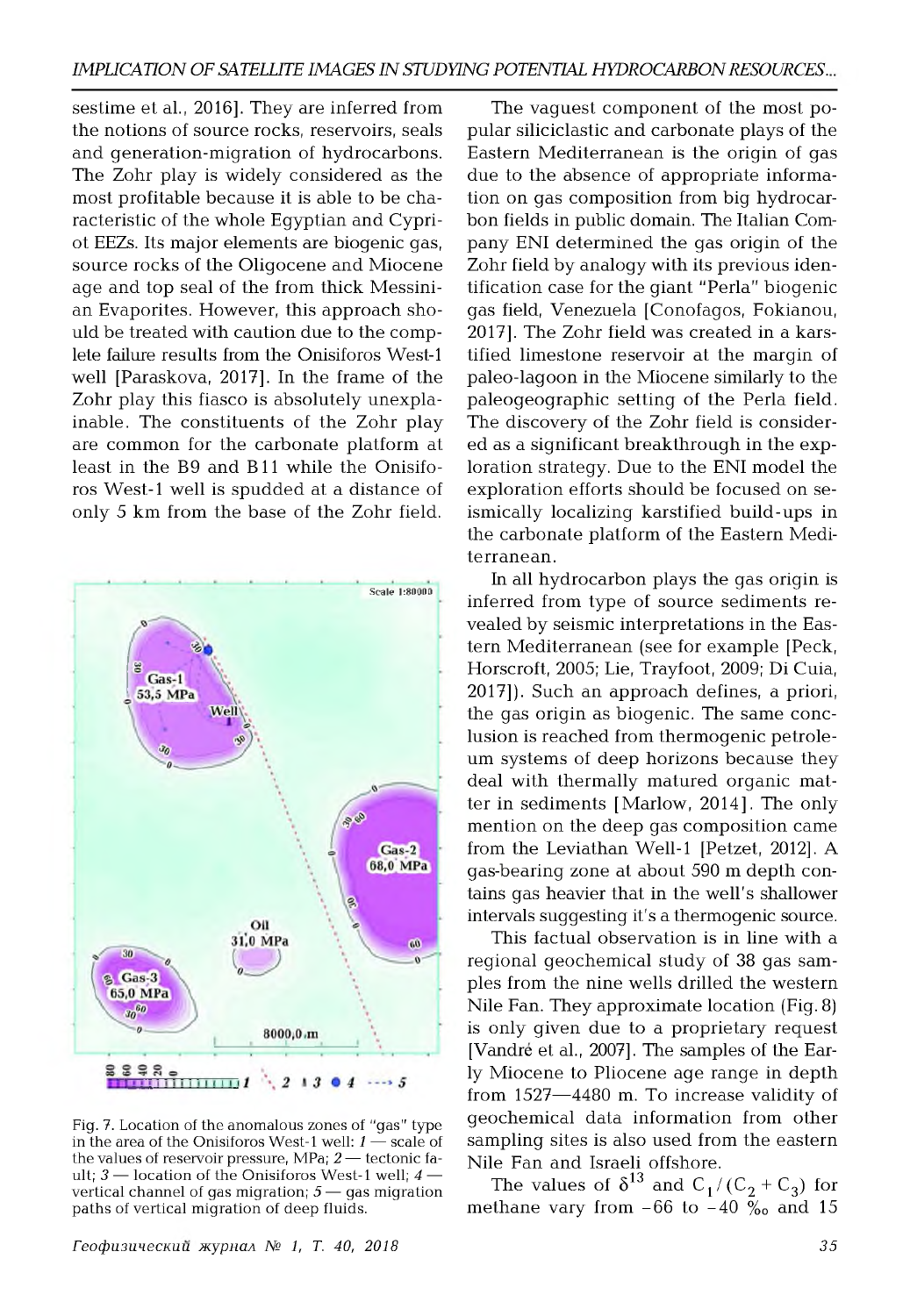sestime et al., 2016]. They are inferred from the notions of source rocks, reservoirs, seals and generation-migration of hydrocarbons. The Zohr play is widely considered as the most profitable because it is able to be characteristic of the whole Egyptian and Cypriot EEZs. Its major elements are biogenic gas, source rocks of the Oligocene and Miocene age and top seal of the from thick Messinian Evaporites. However, this approach should be treated with caution due to the complete failure results from the Onisiforos West-1 well [Paraskova, 2017]. In the frame of the Zohr play this fiasco is absolutely unexplainable. The constituents of the Zohr play are common for the carbonate platform at least in the B9 and B11 while the Onisiforos West-1 well is spudded at a distance of only 5 km from the base of the Zohr field.

Fig. 7. Location of the anomalous zones of "gas" type in the area of the Onisiforos West-1 well: *1* — scale of the values of reservoir pressure, MPa; *2* — tectonic fault; *3* — location of the Onisiforos West-1 well; *4* — vertical channel of gas migration; *5* — gas migration paths of vertical migration of deep fluids.

The vaguest component of the most popular siliciclastic and carbonate plays of the Eastern Mediterranean is the origin of gas due to the absence of appropriate information on gas composition from big hydrocarbon fields in public domain. The Italian Company ENI determined the gas origin of the Zohr field by analogy with its previous identification case for the giant "Perla" biogenic gas field, Venezuela [Conofagos, Fokianou, 2017]. The Zohr field was created in a karstified limestone reservoir at the margin of paleo-lagoon in the Miocene similarly to the paleogeographic setting of the Perla field. The discovery of the Zohr field is considered as a significant breakthrough in the exploration strategy. Due to the ENI model the exploration efforts should be focused on seismically localizing karstified build-ups in the carbonate platform of the Eastern Mediterranean.

In all hydrocarbon plays the gas origin is inferred from type of source sediments revealed by seismic interpretations in the Eastern Mediterranean (see for example [Peck, Horscroft, 2005; Lie, Trayfoot, 2009; Di Cuia, 2017]). Such an approach defines, a priori, the gas origin as biogenic. The same conclusion is reached from thermogenic petroleum systems of deep horizons because they deal with thermally matured organic matter in sediments [Marlow, 2014]. The only mention on the deep gas composition came from the Leviathan Well-1 [Petzet, 2012]. A gas-bearing zone at about 590 m depth contains gas heavier that in the well's shallower intervals suggesting it's a thermogenic source.

This factual observation is in line with a regional geochemical study of 38 gas samples from the nine wells drilled the western Nile Fan. They approximate location (Fig. 8) is only given due to a proprietary request [Vandré et al., 2007]. The samples of the Early Miocene to Pliocene age range in depth from 1527—4480 m. To increase validity of geochemical data information from other sampling sites is also used from the eastern Nile Fan and Israeli offshore.

The values of $\delta^{13}$ and $C_1/(C_2+C_3)$ for methane vary from –66 to –40 ‰ and 15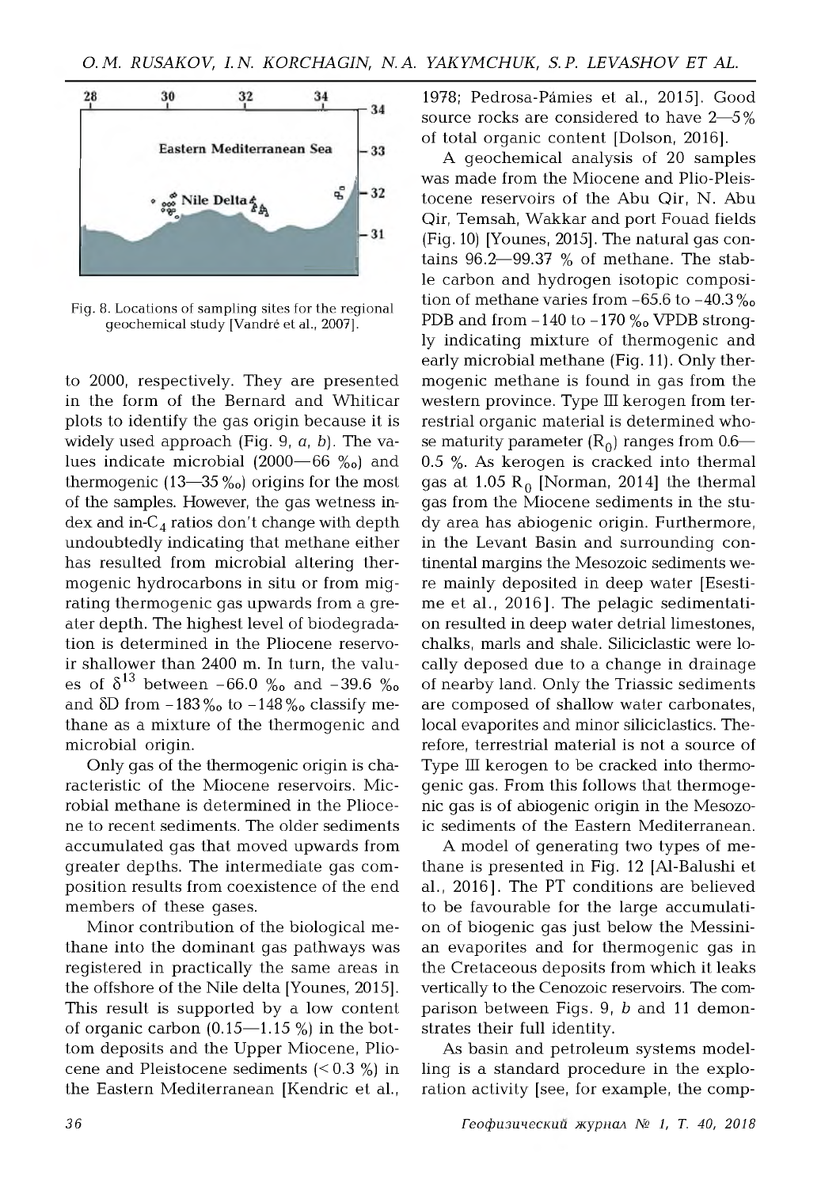Fig. 8. Locations of sampling sites for the regional geochemical study [Vandré et al., 2007].

to 2000, respectively. They are presented in the form of the Bernard and Whiticar plots to identify the gas origin because it is widely used approach (Fig. 9, *a*, *b*). The values indicate microbial (2000—66 ‰) and thermogenic (13—35 ‰) origins for the most of the samples. However, the gas wetness index and in-$C_4$ ratios don't change with depth undoubtedly indicating that methane either has resulted from microbial altering thermogenic hydrocarbons in situ or from migrating thermogenic gas upwards from a greater depth. The highest level of biodegradation is determined in the Pliocene reservoir shallower than 2400 m. In turn, the values of $\delta^{13}$ between −66.0 ‰ and −39.6 ‰ and δD from −183 ‰ to −148 ‰ classify methane as a mixture of the thermogenic and microbial origin.

Only gas of the thermogenic origin is characteristic of the Miocene reservoirs. Microbial methane is determined in the Pliocene to recent sediments. The older sediments accumulated gas that moved upwards from greater depths. The intermediate gas composition results from coexistence of the end members of these gases.

Minor contribution of the biological methane into the dominant gas pathways was registered in practically the same areas in the offshore of the Nile delta [Younes, 2015]. This result is supported by a low content of organic carbon (0.15—1.15 %) in the bottom deposits and the Upper Miocene, Pliocene and Pleistocene sediments (< 0.3 %) in the Eastern Mediterranean [Kendric et al., 1978; Pedrosa-Pámies et al., 2015]. Good source rocks are considered to have 2—5 % of total organic content [Dolson, 2016].

A geochemical analysis of 20 samples was made from the Miocene and Plio-Pleistocene reservoirs of the Abu Qir, N. Abu Qir, Temsah, Wakkar and port Fouad fields (Fig. 10) [Younes, 2015]. The natural gas contains 96.2—99.37 % of methane. The stable carbon and hydrogen isotopic composition of methane varies from −65.6 to −40.3 ‰ PDB and from −140 to −170 ‰ VPDB strongly indicating mixture of thermogenic and early microbial methane (Fig. 11). Only thermogenic methane is found in gas from the western province. Type III kerogen from terrestrial organic material is determined whose maturity parameter ($R_0$) ranges from 0.6—0.5 %. As kerogen is cracked into thermal gas at 1.05 $R_0$ [Norman, 2014] the thermal gas from the Miocene sediments in the study area has abiogenic origin. Furthermore, in the Levant Basin and surrounding continental margins the Mesozoic sediments were mainly deposited in deep water [Esestime et al., 2016]. The pelagic sedimentation resulted in deep water detrial limestones, chalks, marls and shale. Siliciclastic were locally deposed due to a change in drainage of nearby land. Only the Triassic sediments are composed of shallow water carbonates, local evaporites and minor siliciclastics. Therefore, terrestrial material is not a source of Type III kerogen to be cracked into thermogenic gas. From this follows that thermogenic gas is of abiogenic origin in the Mesozoic sediments of the Eastern Mediterranean.

A model of generating two types of methane is presented in Fig. 12 [Al-Balushi et al., 2016]. The PT conditions are believed to be favourable for the large accumulation of biogenic gas just below the Messinian evaporites and for thermogenic gas in the Cretaceous deposits from which it leaks vertically to the Cenozoic reservoirs. The comparison between Figs. 9, *b* and 11 demonstrates their full identity.

As basin and petroleum systems modelling is a standard procedure in the exploration activity [see, for example, the comp-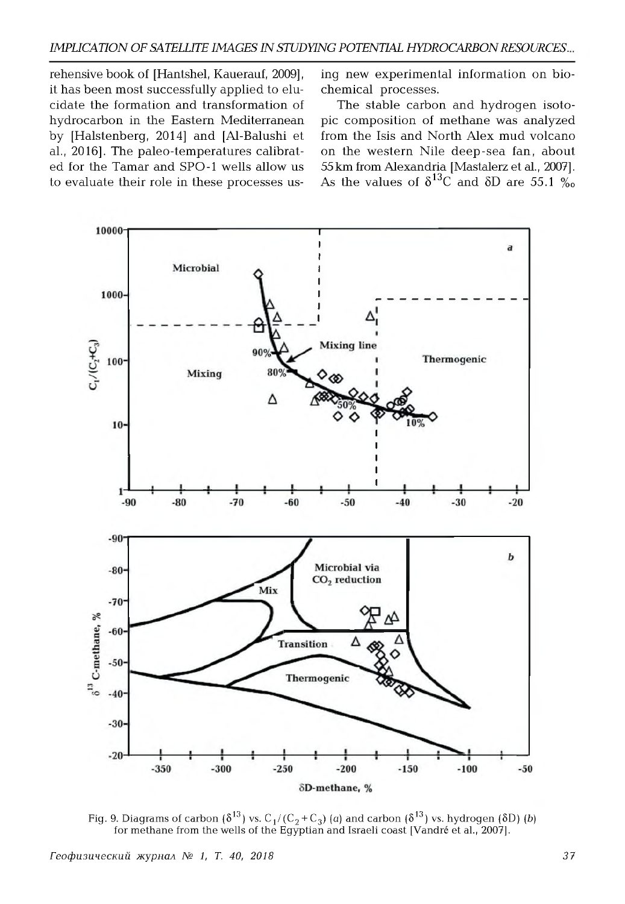rehensive book of [Hantshel, Kauerauf, 2009], it has been most successfully applied to elucidate the formation and transformation of hydrocarbon in the Eastern Mediterranean by [Halstenberg, 2014] and [Al-Balushi et al., 2016]. The paleo-temperatures calibrated for the Tamar and SPO-1 wells allow us to evaluate their role in these processes using new experimental information on biochemical processes.

The stable carbon and hydrogen isotopic composition of methane was analyzed from the Isis and North Alex mud volcano on the western Nile deep-sea fan, about 55 km from Alexandria [Mastalerz et al., 2007]. As the values of $\delta^{13}C$ and $\delta D$ are 55.1 ‰

Fig. 9. Diagrams of carbon ($\delta^{13}$) vs. $C_1/(C_2+C_3)$ (*a*) and carbon ($\delta^{13}$) vs. hydrogen ($\delta D$) (*b*) for methane from the wells of the Egyptian and Israeli coast [Vandré et al., 2007].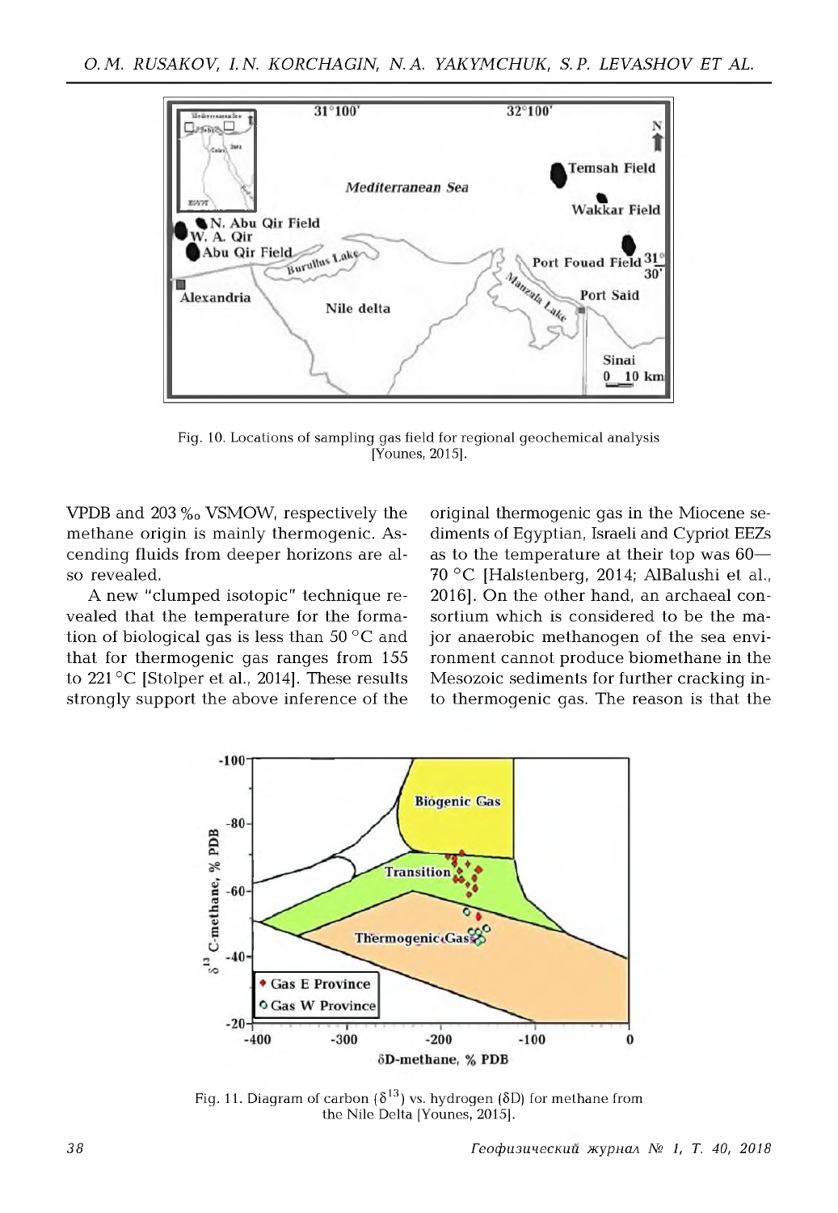Fig. 10. Locations of sampling gas field for regional geochemical analysis [Younes, 2015].

VPDB and 203 ‰ VSMOW, respectively the methane origin is mainly thermogenic. Ascending fluids from deeper horizons are also revealed.

A new "clumped isotopic" technique revealed that the temperature for the formation of biological gas is less than 50 °C and that for thermogenic gas ranges from 155 to 221 °C [Stolper et al., 2014]. These results strongly support the above inference of the original thermogenic gas in the Miocene sediments of Egyptian, Israeli and Cypriot EEZs as to the temperature at their top was 60—70 °C [Halstenberg, 2014; AlBalushi et al., 2016]. On the other hand, an archaeal consortium which is considered to be the major anaerobic methanogen of the sea environment cannot produce biomethane in the Mesozoic sediments for further cracking into thermogenic gas. The reason is that the

Fig. 11. Diagram of carbon ($\delta^{13}$) vs. hydrogen ($\delta$D) for methane from the Nile Delta [Younes, 2015].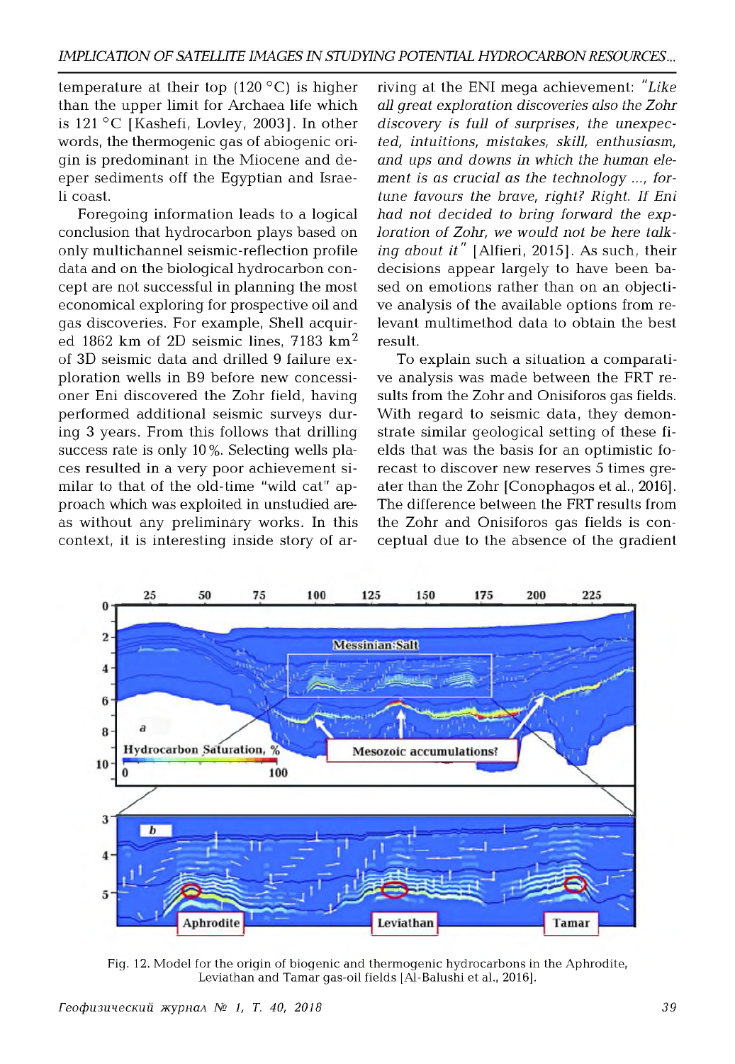temperature at their top (120 °C) is higher than the upper limit for Archaea life which is 121 °C [Kashefi, Lovley, 2003]. In other words, the thermogenic gas of abiogenic origin is predominant in the Miocene and deeper sediments off the Egyptian and Israeli coast.

Foregoing information leads to a logical conclusion that hydrocarbon plays based on only multichannel seismic-reflection profile data and on the biological hydrocarbon concept are not successful in planning the most economical exploring for prospective oil and gas discoveries. For example, Shell acquired 1862 km of 2D seismic lines, 7183 km$^2$ of 3D seismic data and drilled 9 failure exploration wells in B9 before new concessioner Eni discovered the Zohr field, having performed additional seismic surveys during 3 years. From this follows that drilling success rate is only 10 %. Selecting wells places resulted in a very poor achievement similar to that of the old-time "wild cat" approach which was exploited in unstudied areas without any preliminary works. In this context, it is interesting inside story of arriving at the ENI mega achievement: *"Like all great exploration discoveries also the Zohr discovery is full of surprises, the unexpected, intuitions, mistakes, skill, enthusiasm, and ups and downs in which the human element is as crucial as the technology ..., fortune favours the brave, right? Right. If Eni had not decided to bring forward the exploration of Zohr, we would not be here talking about it"* [Alfieri, 2015]. As such, their decisions appear largely to have been based on emotions rather than on an objective analysis of the available options from relevant multimethod data to obtain the best result.

To explain such a situation a comparative analysis was made between the FRT results from the Zohr and Onisiforos gas fields. With regard to seismic data, they demonstrate similar geological setting of these fields that was the basis for an optimistic forecast to discover new reserves 5 times greater than the Zohr [Conophagos et al., 2016]. The difference between the FRT results from the Zohr and Onisiforos gas fields is conceptual due to the absence of the gradient

Fig. 12. Model for the origin of biogenic and thermogenic hydrocarbons in the Aphrodite, Leviathan and Tamar gas-oil fields [Al-Balushi et al., 2016].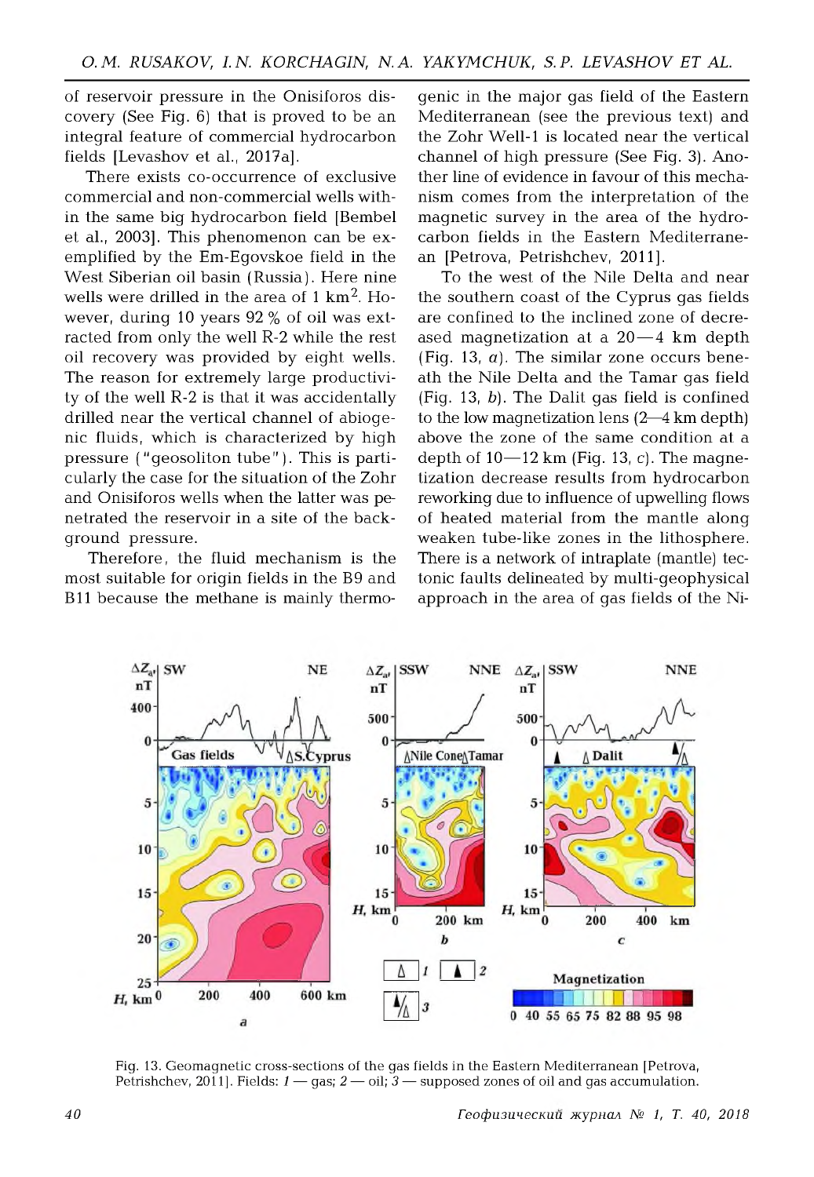of reservoir pressure in the Onisiforos discovery (See Fig. 6) that is proved to be an integral feature of commercial hydrocarbon fields [Levashov et al., 2017a].

There exists co-occurrence of exclusive commercial and non-commercial wells within the same big hydrocarbon field [Bembel et al., 2003]. This phenomenon can be exemplified by the Em-Egovskoe field in the West Siberian oil basin (Russia). Here nine wells were drilled in the area of 1 $km^2$. However, during 10 years 92 % of oil was extracted from only the well R-2 while the rest oil recovery was provided by eight wells. The reason for extremely large productivity of the well R-2 is that it was accidentally drilled near the vertical channel of abiogenic fluids, which is characterized by high pressure ("geosoliton tube"). This is particularly the case for the situation of the Zohr and Onisiforos wells when the latter was penetrated the reservoir in a site of the background pressure.

Therefore, the fluid mechanism is the most suitable for origin fields in the B9 and B11 because the methane is mainly thermogenic in the major gas field of the Eastern Mediterranean (see the previous text) and the Zohr Well-1 is located near the vertical channel of high pressure (See Fig. 3). Another line of evidence in favour of this mechanism comes from the interpretation of the magnetic survey in the area of the hydrocarbon fields in the Eastern Mediterranean [Petrova, Petrishchev, 2011].

To the west of the Nile Delta and near the southern coast of the Cyprus gas fields are confined to the inclined zone of decreased magnetization at a 20—4 km depth (Fig. 13, *a*). The similar zone occurs beneath the Nile Delta and the Tamar gas field (Fig. 13, *b*). The Dalit gas field is confined to the low magnetization lens (2—4 km depth) above the zone of the same condition at a depth of 10—12 km (Fig. 13, *c*). The magnetization decrease results from hydrocarbon reworking due to influence of upwelling flows of heated material from the mantle along weaken tube-like zones in the lithosphere. There is a network of intraplate (mantle) tectonic faults delineated by multi-geophysical approach in the area of gas fields of the Ni-

Fig. 13. Geomagnetic cross-sections of the gas fields in the Eastern Mediterranean [Petrova, Petrishchev, 2011]. Fields: *1* — gas; *2* — oil; *3* — supposed zones of oil and gas accumulation.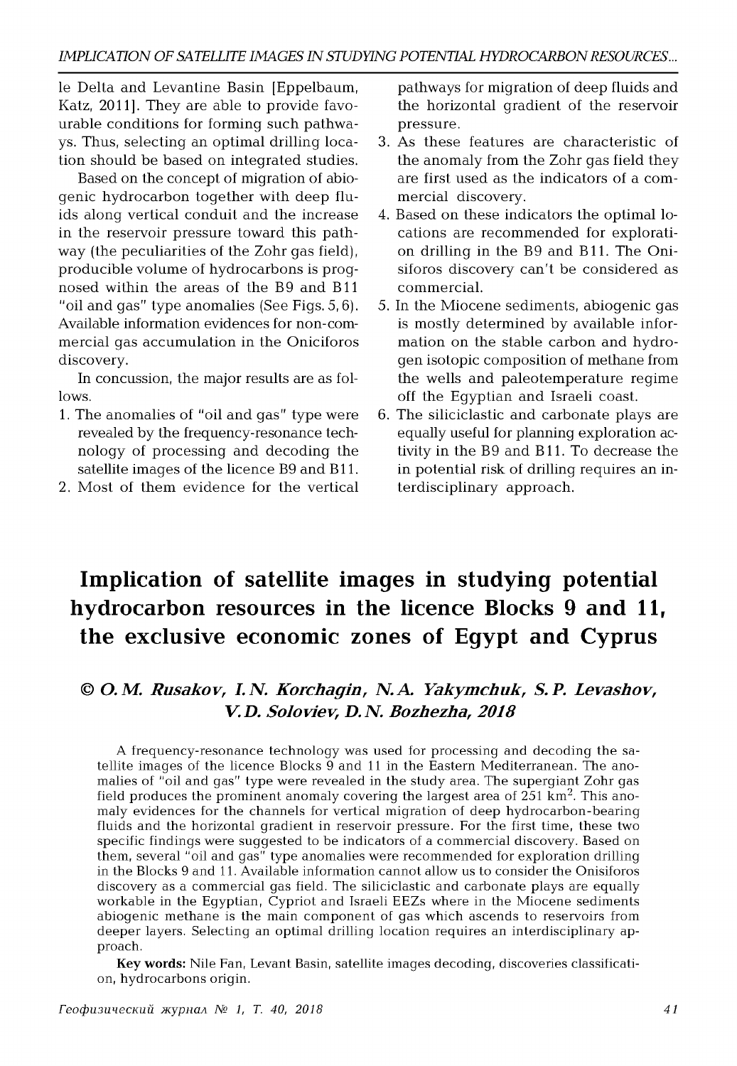le Delta and Levantine Basin [Eppelbaum, Katz, 2011]. They are able to provide favourable conditions for forming such pathways. Thus, selecting an optimal drilling location should be based on integrated studies.

Based on the concept of migration of abiogenic hydrocarbon together with deep fluids along vertical conduit and the increase in the reservoir pressure toward this pathway (the peculiarities of the Zohr gas field), producible volume of hydrocarbons is prognosed within the areas of the B9 and B11 "oil and gas" type anomalies (See Figs. 5, 6). Available information evidences for non-commercial gas accumulation in the Oniciforos discovery.

In concussion, the major results are as follows.

1. The anomalies of "oil and gas" type were revealed by the frequency-resonance technology of processing and decoding the satellite images of the licence B9 and B11.
2. Most of them evidence for the vertical pathways for migration of deep fluids and the horizontal gradient of the reservoir pressure.
3. As these features are characteristic of the anomaly from the Zohr gas field they are first used as the indicators of a commercial discovery.
4. Based on these indicators the optimal locations are recommended for exploration drilling in the B9 and B11. The Onisiforos discovery can't be considered as commercial.
5. In the Miocene sediments, abiogenic gas is mostly determined by available information on the stable carbon and hydrogen isotopic composition of methane from the wells and paleotemperature regime off the Egyptian and Israeli coast.
6. The siliciclastic and carbonate plays are equally useful for planning exploration activity in the B9 and B11. To decrease the in potential risk of drilling requires an interdisciplinary approach.

# Implication of satellite images in studying potential hydrocarbon resources in the licence Blocks 9 and 11, the exclusive economic zones of Egypt and Cyprus

***© O. M. Rusakov, I. N. Korchagin, N. A. Yakymchuk, S. P. Levashov, V. D. Soloviev, D. N. Bozhezha, 2018***

A frequency-resonance technology was used for processing and decoding the satellite images of the licence Blocks 9 and 11 in the Eastern Mediterranean. The anomalies of "oil and gas" type were revealed in the study area. The supergiant Zohr gas field produces the prominent anomaly covering the largest area of 251 km$^2$. This anomaly evidences for the channels for vertical migration of deep hydrocarbon-bearing fluids and the horizontal gradient in reservoir pressure. For the first time, these two specific findings were suggested to be indicators of a commercial discovery. Based on them, several "oil and gas" type anomalies were recommended for exploration drilling in the Blocks 9 and 11. Available information cannot allow us to consider the Onisiforos discovery as a commercial gas field. The siliciclastic and carbonate plays are equally workable in the Egyptian, Cypriot and Israeli EEZs where in the Miocene sediments abiogenic methane is the main component of gas which ascends to reservoirs from deeper layers. Selecting an optimal drilling location requires an interdisciplinary approach.

**Key words:** Nile Fan, Levant Basin, satellite images decoding, discoveries classification, hydrocarbons origin.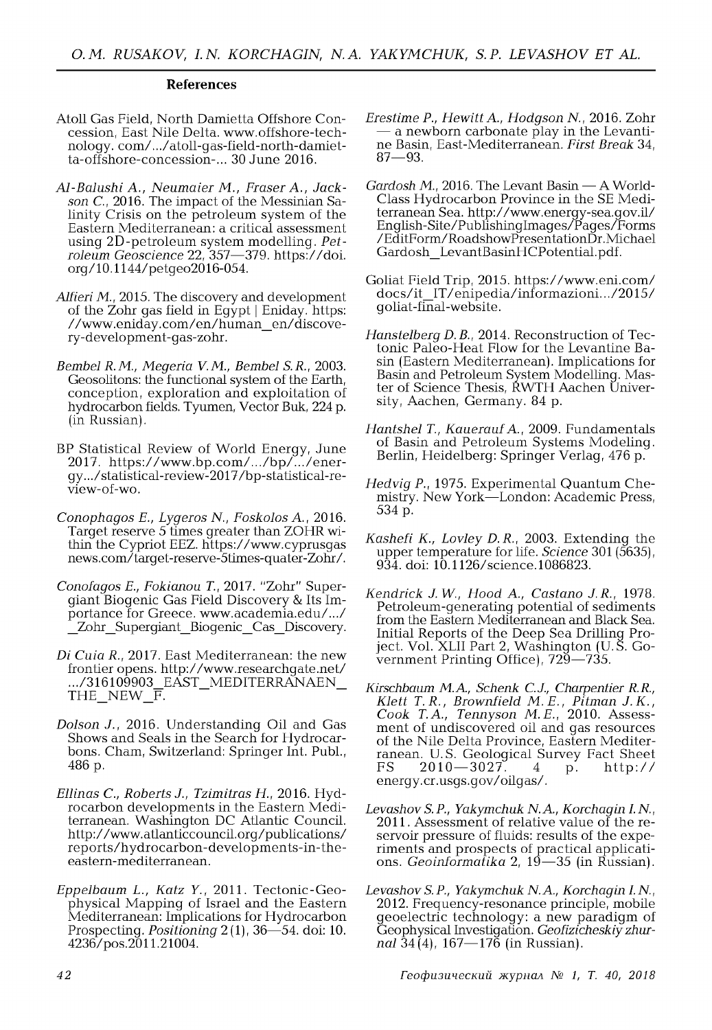## References

Atoll Gas Field, North Damietta Offshore Concession, East Nile Delta. www.offshore-technology. com/.../atoll-gas-field-north-damietta-offshore-concession-... 30 June 2016.

*Al-Balushi A., Neumaier M., Fraser A., Jackson C.*, 2016. The impact of the Messinian Salinity Crisis on the petroleum system of the Eastern Mediterranean: a critical assessment using 2D-petroleum system modelling. *Petroleum Geoscience* 22, 357—379. https://doi.org/10.1144/petgeo2016-054.

*Alfieri M.*, 2015. The discovery and development of the Zohr gas field in Egypt | Eniday. https://www.eniday.com/en/human_en/discovery-development-gas-zohr.

*Bembel R.M., Megeria V.M., Bembel S.R.*, 2003. Geosolitons: the functional system of the Earth, conception, exploration and exploitation of hydrocarbon fields. Tyumen, Vector Buk, 224 p. (in Russian).

BP Statistical Review of World Energy, June 2017. https://www.bp.com/.../bp/.../energy.../statistical-review-2017/bp-statistical-review-of-wo.

*Conophagos E., Lygeros N., Foskolos A.*, 2016. Target reserve 5 times greater than ZOHR within the Cypriot EEZ. https://www.cyprusgasnews.com/target-reserve-5times-quater-Zohr/.

*Conofagos E., Fokianou T.*, 2017. "Zohr" Supergiant Biogenic Gas Field Discovery & Its Importance for Greece. www.academia.edu/.../_Zohr_Supergiant_Biogenic_Cas_Discovery.

*Di Cuia R.*, 2017. East Mediterranean: the new frontier opens. http://www.researchgate.net/.../316109903_EAST_MEDITERRANAEN_THE_NEW_F.

*Dolson J.*, 2016. Understanding Oil and Gas Shows and Seals in the Search for Hydrocarbons. Cham, Switzerland: Springer Int. Publ., 486 p.

*Ellinas C., Roberts J., Tzimitras H.*, 2016. Hydrocarbon developments in the Eastern Mediterranean. Washington DC Atlantic Council. http://www.atlanticcouncil.org/publications/reports/hydrocarbon-developments-in-the-eastern-mediterranean.

*Eppelbaum L., Katz Y.*, 2011. Tectonic-Geophysical Mapping of Israel and the Eastern Mediterranean: Implications for Hydrocarbon Prospecting. *Positioning* 2 (1), 36—54. doi: 10.4236/pos.2011.21004.

*Erestime P., Hewitt A., Hodgson N.*, 2016. Zohr — a newborn carbonate play in the Levantine Basin, East-Mediterranean. *First Break* 34, 87—93.

*Gardosh M.*, 2016. The Levant Basin — A World-Class Hydrocarbon Province in the SE Mediterranean Sea. http://www.energy-sea.gov.il/English-Site/PublishingImages/Pages/Forms/EditForm/RoadshowPresentationDr.Michael Gardosh_LevantBasinHCPotential.pdf.

Goliat Field Trip, 2015. https://www.eni.com/docs/it_IT/enipedia/informazioni.../2015/goliat-final-website.

*Hanstelberg D.B.*, 2014. Reconstruction of Tectonic Paleo-Heat Flow for the Levantine Basin (Eastern Mediterranean). Implications for Basin and Petroleum System Modelling. Master of Science Thesis, RWTH Aachen University, Aachen, Germany. 84 p.

*Hantshel T., Kauerauf A.*, 2009. Fundamentals of Basin and Petroleum Systems Modeling. Berlin, Heidelberg: Springer Verlag, 476 p.

*Hedvig P.*, 1975. Experimental Quantum Chemistry. New York—London: Academic Press, 534 p.

*Kashefi K., Lovley D.R.*, 2003. Extending the upper temperature for life. *Science* 301 (5635), 934. doi: 10.1126/science.1086823.

*Kendrick J.W., Hood A., Castano J.R.*, 1978. Petroleum-generating potential of sediments from the Eastern Mediterranean and Black Sea. Initial Reports of the Deep Sea Drilling Project. Vol. XLII Part 2, Washington (U.S. Government Printing Office), 729—735.

*Kirschbaum M.A., Schenk C.J., Charpentier R.R., Klett T.R., Brownfield M.E., Pitman J.K., Cook T.A., Tennyson M.E.*, 2010. Assessment of undiscovered oil and gas resources of the Nile Delta Province, Eastern Mediterranean. U.S. Geological Survey Fact Sheet FS 2010—3027. 4 p. http://energy.cr.usgs.gov/oilgas/.

*Levashov S.P., Yakymchuk N.A., Korchagin I.N.*, 2011. Assessment of relative value of the reservoir pressure of fluids: results of the experiments and prospects of practical applications. *Geoinformatika* 2, 19—35 (in Russian).

*Levashov S.P., Yakymchuk N.A., Korchagin I.N.*, 2012. Frequency-resonance principle, mobile geoelectric technology: a new paradigm of Geophysical Investigation. *Geofizicheskiy zhurnal* 34 (4), 167—176 (in Russian).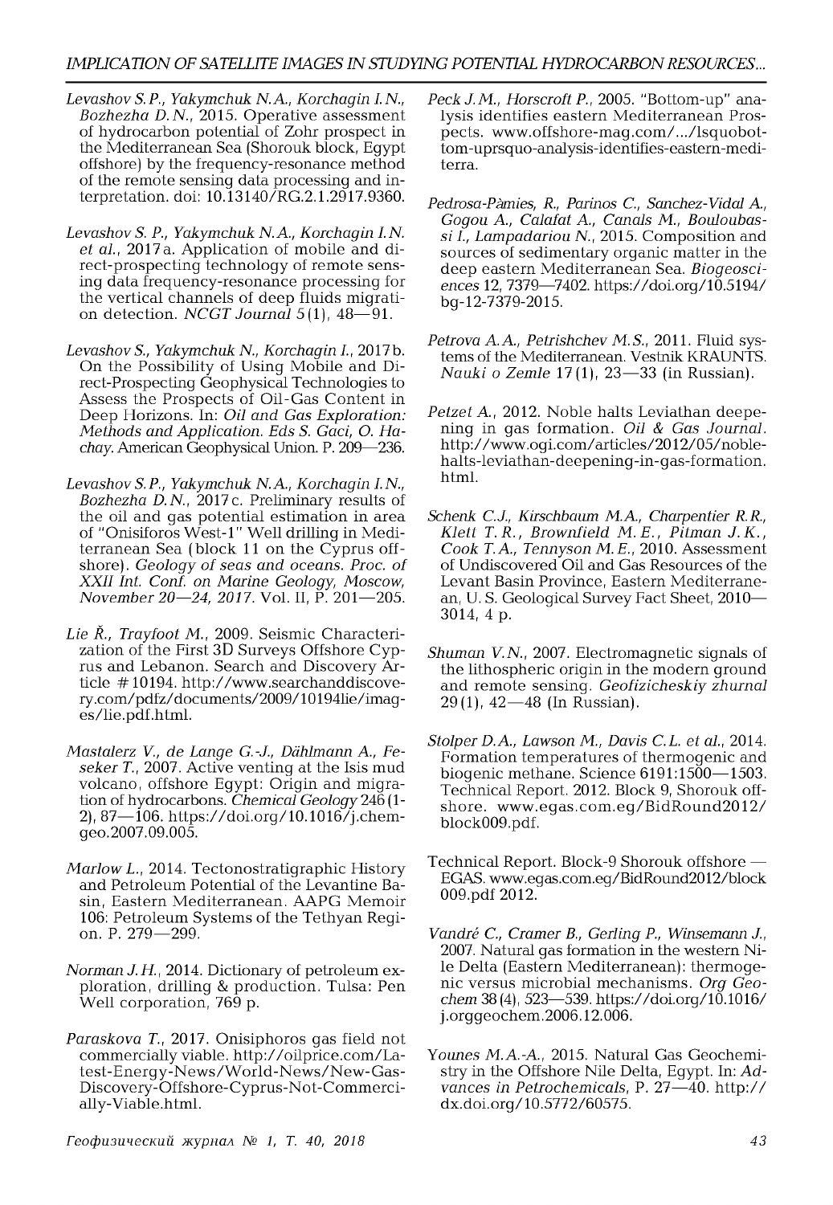*Levashov S.P., Yakymchuk N.A., Korchagin I.N., Bozhezha D.N.*, 2015. Operative assessment of hydrocarbon potential of Zohr prospect in the Mediterranean Sea (Shorouk block, Egypt offshore) by the frequency-resonance method of the remote sensing data processing and interpretation. doi: 10.13140/RG.2.1.2917.9360.

*Levashov S. P., Yakymchuk N.A., Korchagin I.N. et al.*, 2017a. Application of mobile and direct-prospecting technology of remote sensing data frequency-resonance processing for the vertical channels of deep fluids migration detection. *NCGT Journal* 5(1), 48—91.

*Levashov S., Yakymchuk N., Korchagin I.*, 2017b. On the Possibility of Using Mobile and Direct-Prospecting Geophysical Technologies to Assess the Prospects of Oil-Gas Content in Deep Horizons. In: *Oil and Gas Exploration: Methods and Application. Eds S. Gaci, O. Hachay*. American Geophysical Union. P. 209—236.

*Levashov S.P., Yakymchuk N.A., Korchagin I.N., Bozhezha D.N.*, 2017c. Preliminary results of the oil and gas potential estimation in area of "Onisiforos West-1" Well drilling in Mediterranean Sea (block 11 on the Cyprus offshore). *Geology of seas and oceans. Proc. of XXII Int. Conf. on Marine Geology, Moscow, November 20—24, 2017*. Vol. II, P. 201—205.

*Lie Ř., Trayfoot M.*, 2009. Seismic Characterization of the First 3D Surveys Offshore Cyprus and Lebanon. Search and Discovery Article #10194. http://www.searchanddiscovery.com/pdfz/documents/2009/10194lie/images/lie.pdf.html.

*Mastalerz V., de Lange G.-J., Dählmann A., Feseker T.*, 2007. Active venting at the Isis mud volcano, offshore Egypt: Origin and migration of hydrocarbons. *Chemical Geology* 246(1-2), 87—106. https://doi.org/10.1016/j.chemgeo.2007.09.005.

*Marlow L.*, 2014. Tectonostratigraphic History and Petroleum Potential of the Levantine Basin, Eastern Mediterranean. AAPG Memoir 106: Petroleum Systems of the Tethyan Region. P. 279—299.

*Norman J.H.*, 2014. Dictionary of petroleum exploration, drilling & production. Tulsa: Pen Well corporation, 769 p.

*Paraskova T.*, 2017. Onisiphoros gas field not commercially viable. http://oilprice.com/Latest-Energy-News/World-News/New-Gas-Discovery-Offshore-Cyprus-Not-Commercially-Viable.html.

*Peck J.M., Horscroft P.*, 2005. "Bottom-up" analysis identifies eastern Mediterranean Prospects. www.offshore-mag.com/.../lsquobottom-uprsquo-analysis-identifies-eastern-mediterra.

*Pedrosa-Pàmies, R., Parinos C., Sanchez-Vidal A., Gogou A., Calafat A., Canals M., Bouloubassi I., Lampadariou N.*, 2015. Composition and sources of sedimentary organic matter in the deep eastern Mediterranean Sea. *Biogeosciences* 12, 7379—7402. https://doi.org/10.5194/bg-12-7379-2015.

*Petrova A.A., Petrishchev M.S.*, 2011. Fluid systems of the Mediterranean. Vestnik KRAUNTS. *Nauki o Zemle* 17(1), 23—33 (in Russian).

*Petzet A.*, 2012. Noble halts Leviathan deepening in gas formation. *Oil & Gas Journal*. http://www.ogj.com/articles/2012/05/noble-halts-leviathan-deepening-in-gas-formation.html.

*Schenk C.J., Kirschbaum M.A., Charpentier R.R., Klett T.R., Brownfield M.E., Pitman J.K., Cook T.A., Tennyson M.E.*, 2010. Assessment of Undiscovered Oil and Gas Resources of the Levant Basin Province, Eastern Mediterranean, U.S. Geological Survey Fact Sheet, 2010—3014, 4 p.

*Shuman V.N.*, 2007. Electromagnetic signals of the lithospheric origin in the modern ground and remote sensing. *Geofizicheskiy zhurnal* 29(1), 42—48 (In Russian).

*Stolper D.A., Lawson M., Davis C.L. et al.*, 2014. Formation temperatures of thermogenic and biogenic methane. Science 6191:1500—1503. Technical Report. 2012. Block 9, Shorouk offshore. www.egas.com.eg/BidRound2012/block009.pdf.

Technical Report. Block-9 Shorouk offshore — EGAS. www.egas.com.eg/BidRound2012/block009.pdf 2012.

*Vandré C., Cramer B., Gerling P., Winsemann J.*, 2007. Natural gas formation in the western Nile Delta (Eastern Mediterranean): thermogenic versus microbial mechanisms. *Org Geochem* 38(4), 523—539. https://doi.org/10.1016/j.orggeochem.2006.12.006.

*Younes M.A.-A.*, 2015. Natural Gas Geochemistry in the Offshore Nile Delta, Egypt. In: *Advances in Petrochemicals*, P. 27—40. http://dx.doi.org/10.5772/60575.